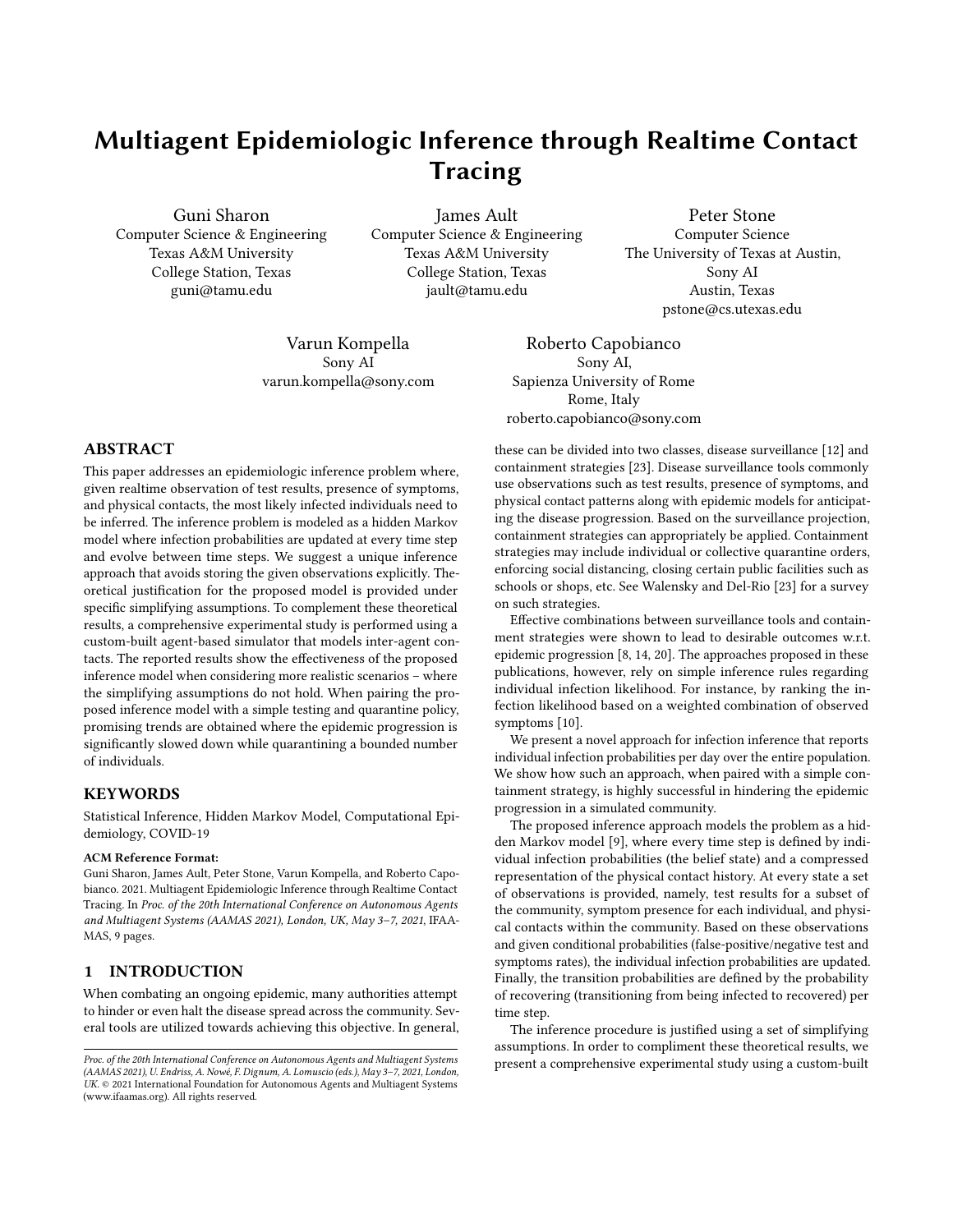# Multiagent Epidemiologic Inference through Realtime Contact Tracing

Guni Sharon
Computer Science & Engineering
Texas A&M University
College Station, Texas
guni@tamu.edu

James Ault
Computer Science & Engineering
Texas A&M University
College Station, Texas
jault@tamu.edu

Peter Stone
Computer Science
The University of Texas at Austin,
Sony AI
Austin, Texas
pstone@cs.utexas.edu

Varun Kompella
Sony AI
varun.kompella@sony.com

Roberto Capobianco
Sony AI,
Sapienza University of Rome
Rome, Italy
roberto.capobianco@sony.com

## ABSTRACT

This paper addresses an epidemiologic inference problem where, given realtime observation of test results, presence of symptoms, and physical contacts, the most likely infected individuals need to be inferred. The inference problem is modeled as a hidden Markov model where infection probabilities are updated at every time step and evolve between time steps. We suggest a unique inference approach that avoids storing the given observations explicitly. Theoretical justification for the proposed model is provided under specific simplifying assumptions. To complement these theoretical results, a comprehensive experimental study is performed using a custom-built agent-based simulator that models inter-agent contacts. The reported results show the effectiveness of the proposed inference model when considering more realistic scenarios – where the simplifying assumptions do not hold. When pairing the proposed inference model with a simple testing and quarantine policy, promising trends are obtained where the epidemic progression is significantly slowed down while quarantining a bounded number of individuals.

## KEYWORDS

Statistical Inference, Hidden Markov Model, Computational Epidemiology, COVID-19

**ACM Reference Format:**

Guni Sharon, James Ault, Peter Stone, Varun Kompella, and Roberto Capobianco. 2021. Multiagent Epidemiologic Inference through Realtime Contact Tracing. In *Proc. of the 20th International Conference on Autonomous Agents and Multiagent Systems (AAMAS 2021), London, UK, May 3–7, 2021*, IFAAMAS, 9 pages.

## 1 INTRODUCTION

When combating an ongoing epidemic, many authorities attempt to hinder or even halt the disease spread across the community. Several tools are utilized towards achieving this objective. In general, these can be divided into two classes, disease surveillance [12] and containment strategies [23]. Disease surveillance tools commonly use observations such as test results, presence of symptoms, and physical contact patterns along with epidemic models for anticipating the disease progression. Based on the surveillance projection, containment strategies can appropriately be applied. Containment strategies may include individual or collective quarantine orders, enforcing social distancing, closing certain public facilities such as schools or shops, etc. See Walensky and Del-Rio [23] for a survey on such strategies.

Effective combinations between surveillance tools and containment strategies were shown to lead to desirable outcomes w.r.t. epidemic progression [8, 14, 20]. The approaches proposed in these publications, however, rely on simple inference rules regarding individual infection likelihood. For instance, by ranking the infection likelihood based on a weighted combination of observed symptoms [10].

We present a novel approach for infection inference that reports individual infection probabilities per day over the entire population. We show how such an approach, when paired with a simple containment strategy, is highly successful in hindering the epidemic progression in a simulated community.

The proposed inference approach models the problem as a hidden Markov model [9], where every time step is defined by individual infection probabilities (the belief state) and a compressed representation of the physical contact history. At every state a set of observations is provided, namely, test results for a subset of the community, symptom presence for each individual, and physical contacts within the community. Based on these observations and given conditional probabilities (false-positive/negative test and symptoms rates), the individual infection probabilities are updated. Finally, the transition probabilities are defined by the probability of recovering (transitioning from being infected to recovered) per time step.

The inference procedure is justified using a set of simplifying assumptions. In order to compliment these theoretical results, we present a comprehensive experimental study using a custom-built

*Proc. of the 20th International Conference on Autonomous Agents and Multiagent Systems (AAMAS 2021), U. Endriss, A. Nowé, F. Dignum, A. Lomuscio (eds.), May 3–7, 2021, London, UK.* © 2021 International Foundation for Autonomous Agents and Multiagent Systems (www.ifaamas.org). All rights reserved.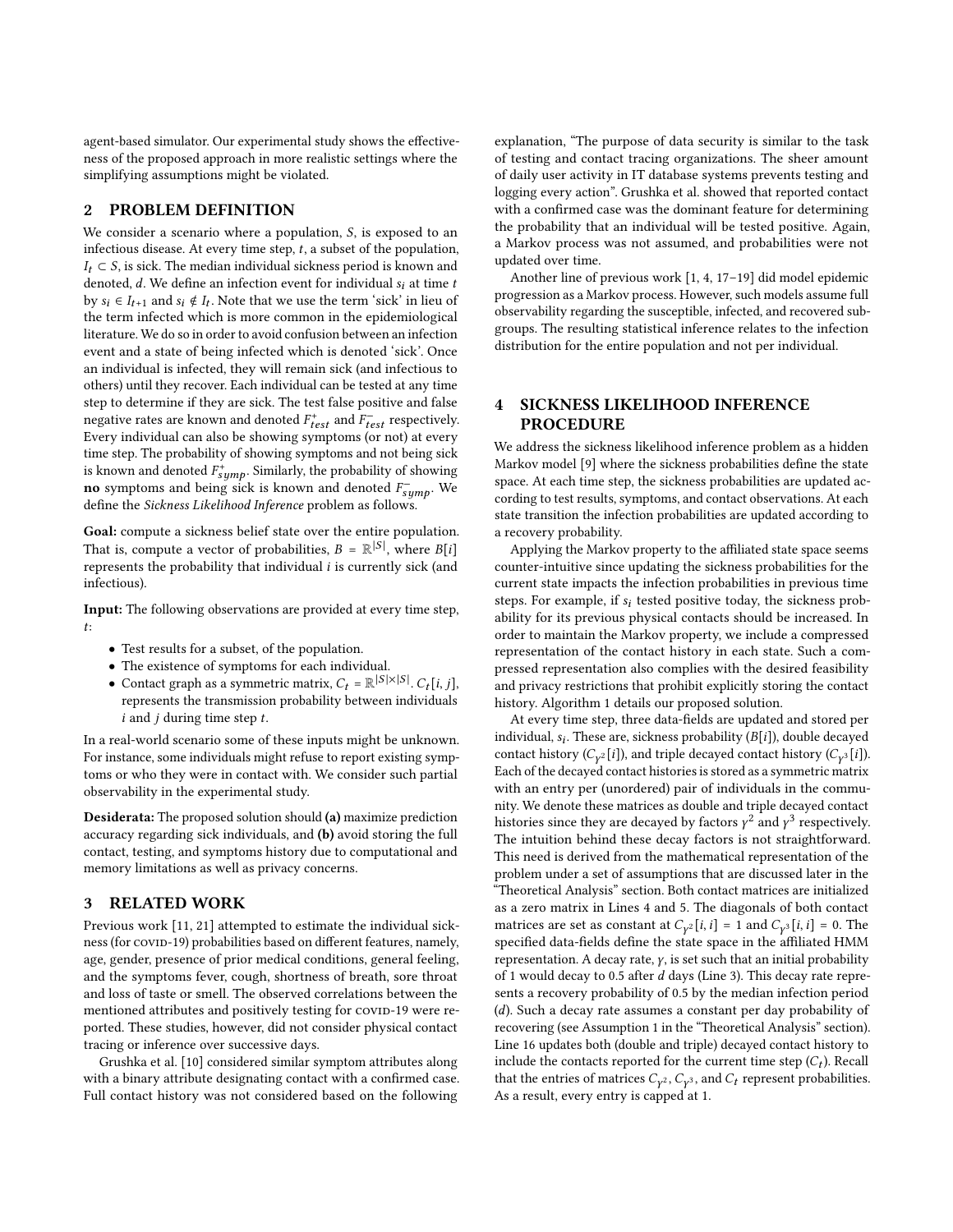agent-based simulator. Our experimental study shows the effectiveness of the proposed approach in more realistic settings where the simplifying assumptions might be violated.

## 2 PROBLEM DEFINITION

We consider a scenario where a population, $S$, is exposed to an infectious disease. At every time step, $t$, a subset of the population, $I_t \subset S$, is sick. The median individual sickness period is known and denoted, $d$. We define an infection event for individual $s_i$ at time $t$ by $s_i \in I_{t+1}$ and $s_i \notin I_t$. Note that we use the term 'sick' in lieu of the term infected which is more common in the epidemiological literature. We do so in order to avoid confusion between an infection event and a state of being infected which is denoted 'sick'. Once an individual is infected, they will remain sick (and infectious to others) until they recover. Each individual can be tested at any time step to determine if they are sick. The test false positive and false negative rates are known and denoted $F^+_{test}$ and $F^-_{test}$ respectively. Every individual can also be showing symptoms (or not) at every time step. The probability of showing symptoms and not being sick is known and denoted $F^+_{symp}$. Similarly, the probability of showing **no** symptoms and being sick is known and denoted $F^-_{symp}$. We define the *Sickness Likelihood Inference* problem as follows.

**Goal:** compute a sickness belief state over the entire population. That is, compute a vector of probabilities, $B = \mathbb{R}^{|S|}$, where $B[i]$ represents the probability that individual $i$ is currently sick (and infectious).

**Input:** The following observations are provided at every time step, $t$:

- Test results for a subset, of the population.
- The existence of symptoms for each individual.
- Contact graph as a symmetric matrix, $C_t = \mathbb{R}^{|S| \times |S|}$. $C_t[i, j]$, represents the transmission probability between individuals $i$ and $j$ during time step $t$.

In a real-world scenario some of these inputs might be unknown. For instance, some individuals might refuse to report existing symptoms or who they were in contact with. We consider such partial observability in the experimental study.

**Desiderata:** The proposed solution should **(a)** maximize prediction accuracy regarding sick individuals, and **(b)** avoid storing the full contact, testing, and symptoms history due to computational and memory limitations as well as privacy concerns.

## 3 RELATED WORK

Previous work [11, 21] attempted to estimate the individual sickness (for COVID-19) probabilities based on different features, namely, age, gender, presence of prior medical conditions, general feeling, and the symptoms fever, cough, shortness of breath, sore throat and loss of taste or smell. The observed correlations between the mentioned attributes and positively testing for COVID-19 were reported. These studies, however, did not consider physical contact tracing or inference over successive days.

Grushka et al. [10] considered similar symptom attributes along with a binary attribute designating contact with a confirmed case. Full contact history was not considered based on the following explanation, "The purpose of data security is similar to the task of testing and contact tracing organizations. The sheer amount of daily user activity in IT database systems prevents testing and logging every action". Grushka et al. showed that reported contact with a confirmed case was the dominant feature for determining the probability that an individual will be tested positive. Again, a Markov process was not assumed, and probabilities were not updated over time.

Another line of previous work [1, 4, 17–19] did model epidemic progression as a Markov process. However, such models assume full observability regarding the susceptible, infected, and recovered subgroups. The resulting statistical inference relates to the infection distribution for the entire population and not per individual.

## 4 SICKNESS LIKELIHOOD INFERENCE PROCEDURE

We address the sickness likelihood inference problem as a hidden Markov model [9] where the sickness probabilities define the state space. At each time step, the sickness probabilities are updated according to test results, symptoms, and contact observations. At each state transition the infection probabilities are updated according to a recovery probability.

Applying the Markov property to the affiliated state space seems counter-intuitive since updating the sickness probabilities for the current state impacts the infection probabilities in previous time steps. For example, if $s_i$ tested positive today, the sickness probability for its previous physical contacts should be increased. In order to maintain the Markov property, we include a compressed representation of the contact history in each state. Such a compressed representation also complies with the desired feasibility and privacy restrictions that prohibit explicitly storing the contact history. Algorithm 1 details our proposed solution.

At every time step, three data-fields are updated and stored per individual, $s_i$. These are, sickness probability ($B[i]$), double decayed contact history ($C_{\gamma^2}[i]$), and triple decayed contact history ($C_{\gamma^3}[i]$). Each of the decayed contact histories is stored as a symmetric matrix with an entry per (unordered) pair of individuals in the community. We denote these matrices as double and triple decayed contact histories since they are decayed by factors $\gamma^2$ and $\gamma^3$ respectively. The intuition behind these decay factors is not straightforward. This need is derived from the mathematical representation of the problem under a set of assumptions that are discussed later in the "Theoretical Analysis" section. Both contact matrices are initialized as a zero matrix in Lines 4 and 5. The diagonals of both contact matrices are set as constant at $C_{\gamma^2}[i, i] = 1$ and $C_{\gamma^3}[i, i] = 0$. The specified data-fields define the state space in the affiliated HMM representation. A decay rate, $\gamma$, is set such that an initial probability of 1 would decay to 0.5 after $d$ days (Line 3). This decay rate represents a recovery probability of 0.5 by the median infection period ($d$). Such a decay rate assumes a constant per day probability of recovering (see Assumption 1 in the "Theoretical Analysis" section). Line 16 updates both (double and triple) decayed contact history to include the contacts reported for the current time step ($C_t$). Recall that the entries of matrices $C_{\gamma^2}$, $C_{\gamma^3}$, and $C_t$ represent probabilities. As a result, every entry is capped at 1.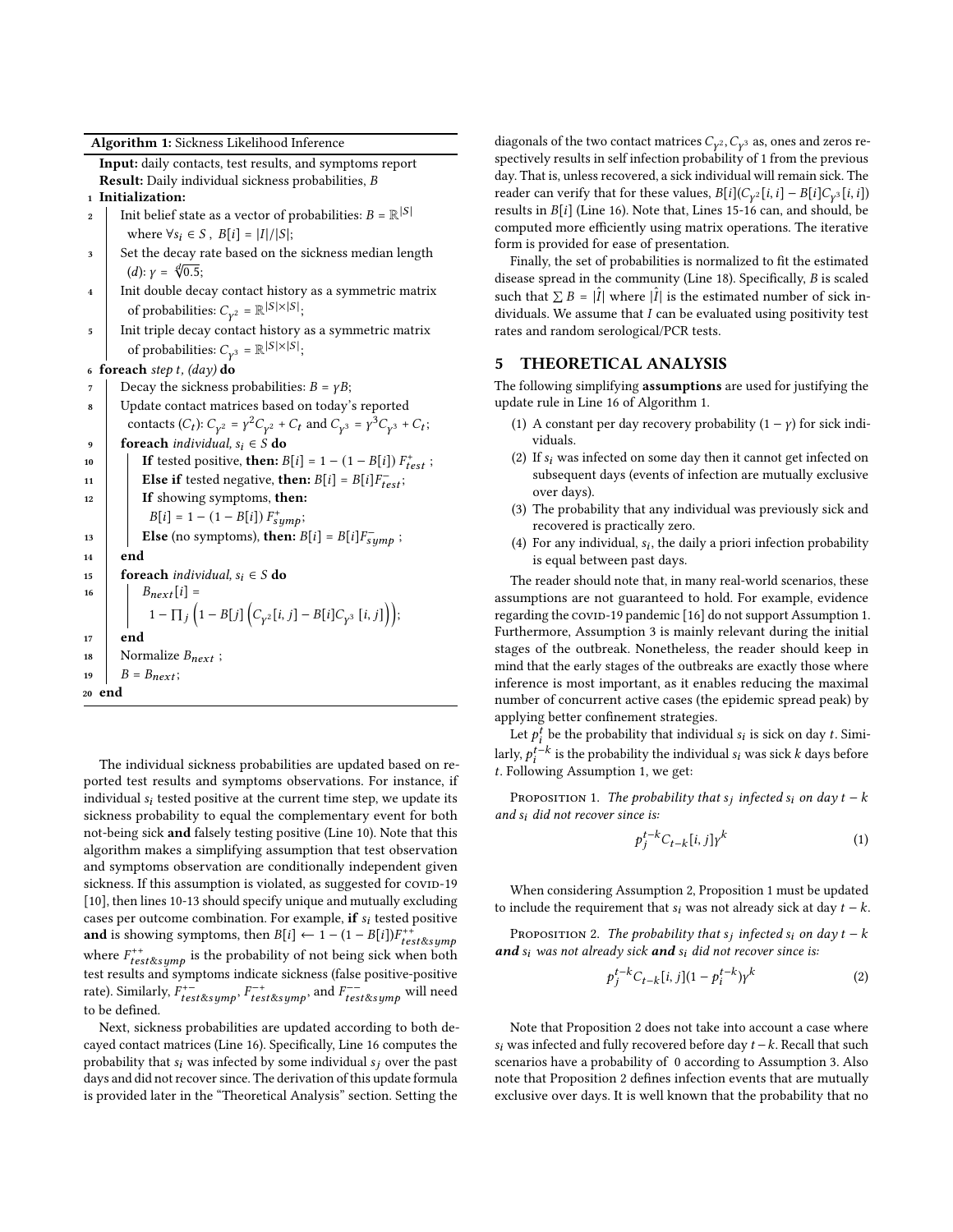**Algorithm 1:** Sickness Likelihood Inference

```
   Input: daily contacts, test results, and symptoms report
   Result: Daily individual sickness probabilities, B
1  Initialization:
2      Init belief state as a vector of probabilities: B = ℝ^{|S|}
         where ∀s_i ∈ S , B[i] = |I|/|S|;
3      Set the decay rate based on the sickness median length
         (d): γ = ᵈ√0.5;
4      Init double decay contact history as a symmetric matrix
         of probabilities: C_{γ²} = ℝ^{|S|×|S|};
5      Init triple decay contact history as a symmetric matrix
         of probabilities: C_{γ³} = ℝ^{|S|×|S|};
6  foreach step t, (day) do
7      Decay the sickness probabilities: B = γB;
8      Update contact matrices based on today's reported
         contacts (C_t): C_{γ²} = γ²C_{γ²} + C_t and C_{γ³} = γ³C_{γ³} + C_t;
9      foreach individual, s_i ∈ S do
10         If tested positive, then: B[i] = 1 − (1 − B[i]) F⁺_test ;
11         Else if tested negative, then: B[i] = B[i]F⁻_test;
12         If showing symptoms, then:
             B[i] = 1 − (1 − B[i]) F⁺_symp;
13         Else (no symptoms), then: B[i] = B[i]F⁻_symp ;
14     end
15     foreach individual, s_i ∈ S do
16         B_next[i] =
             1 − ∏_j (1 − B[j] (C_{γ²}[i, j] − B[i]C_{γ³}[i, j]));
17     end
18     Normalize B_next ;
19     B = B_next;
20 end
```

The individual sickness probabilities are updated based on reported test results and symptoms observations. For instance, if individual $s_i$ tested positive at the current time step, we update its sickness probability to equal the complementary event for both not-being sick **and** falsely testing positive (Line 10). Note that this algorithm makes a simplifying assumption that test observation and symptoms observation are conditionally independent given sickness. If this assumption is violated, as suggested for COVID-19 [10], then lines 10-13 should specify unique and mutually excluding cases per outcome combination. For example, **if** $s_i$ tested positive **and** is showing symptoms, then $B[i] \leftarrow 1 - (1 - B[i])F^{++}_{test\&symp}$ where $F^{++}_{test\&symp}$ is the probability of not being sick when both test results and symptoms indicate sickness (false positive-positive rate). Similarly, $F^{+-}_{test\&symp}$, $F^{-+}_{test\&symp}$, and $F^{--}_{test\&symp}$ will need to be defined.

Next, sickness probabilities are updated according to both decayed contact matrices (Line 16). Specifically, Line 16 computes the probability that $s_i$ was infected by some individual $s_j$ over the past days and did not recover since. The derivation of this update formula is provided later in the "Theoretical Analysis" section. Setting the diagonals of the two contact matrices $C_{\gamma^2}, C_{\gamma^3}$ as, ones and zeros respectively results in self infection probability of 1 from the previous day. That is, unless recovered, a sick individual will remain sick. The reader can verify that for these values, $B[i](C_{\gamma^2}[i,i] - B[i]C_{\gamma^3}[i,i])$ results in $B[i]$ (Line 16). Note that, Lines 15-16 can, and should, be computed more efficiently using matrix operations. The iterative form is provided for ease of presentation.

Finally, the set of probabilities is normalized to fit the estimated disease spread in the community (Line 18). Specifically, $B$ is scaled such that $\sum B = |\hat{I}|$ where $|\hat{I}|$ is the estimated number of sick individuals. We assume that $I$ can be evaluated using positivity test rates and random serological/PCR tests.

## 5 THEORETICAL ANALYSIS

The following simplifying **assumptions** are used for justifying the update rule in Line 16 of Algorithm 1.

1. A constant per day recovery probability $(1 - \gamma)$ for sick individuals.
2. If $s_i$ was infected on some day then it cannot get infected on subsequent days (events of infection are mutually exclusive over days).
3. The probability that any individual was previously sick and recovered is practically zero.
4. For any individual, $s_i$, the daily a priori infection probability is equal between past days.

The reader should note that, in many real-world scenarios, these assumptions are not guaranteed to hold. For example, evidence regarding the COVID-19 pandemic [16] do not support Assumption 1. Furthermore, Assumption 3 is mainly relevant during the initial stages of the outbreak. Nonetheless, the reader should keep in mind that the early stages of the outbreaks are exactly those where inference is most important, as it enables reducing the maximal number of concurrent active cases (the epidemic spread peak) by applying better confinement strategies.

Let $p_i^t$ be the probability that individual $s_i$ is sick on day $t$. Similarly, $p_i^{t-k}$ is the probability the individual $s_i$ was sick $k$ days before $t$. Following Assumption 1, we get:

Proposition 1. *The probability that $s_j$ infected $s_i$ on day $t-k$ and $s_i$ did not recover since is:*

$$p_j^{t-k} C_{t-k}[i,j] \gamma^k \tag{1}$$

When considering Assumption 2, Proposition 1 must be updated to include the requirement that $s_i$ was not already sick at day $t-k$.

Proposition 2. *The probability that $s_j$ infected $s_i$ on day $t-k$ **and** $s_i$ was not already sick **and** $s_i$ did not recover since is:*

$$p_j^{t-k} C_{t-k}[i,j](1 - p_i^{t-k}) \gamma^k \tag{2}$$

Note that Proposition 2 does not take into account a case where $s_i$ was infected and fully recovered before day $t-k$. Recall that such scenarios have a probability of 0 according to Assumption 3. Also note that Proposition 2 defines infection events that are mutually exclusive over days. It is well known that the probability that no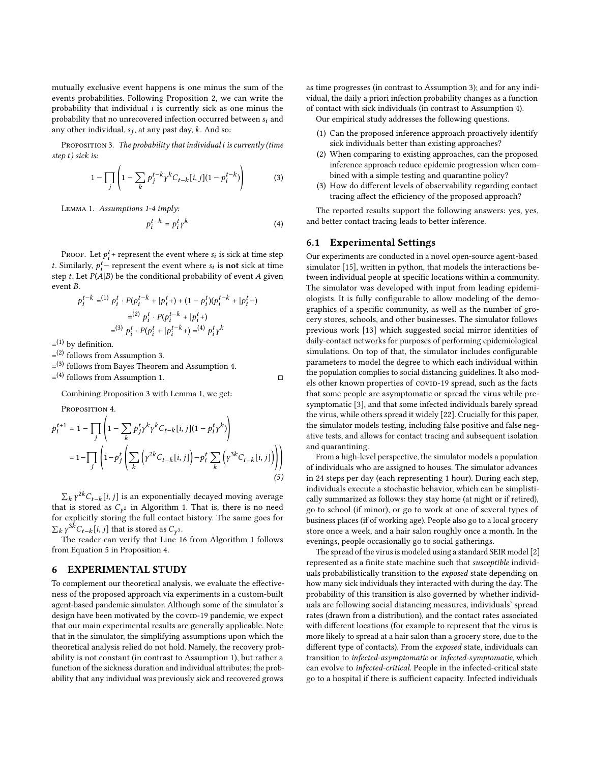mutually exclusive event happens is one minus the sum of the events probabilities. Following Proposition 2, we can write the probability that individual $i$ is currently sick as one minus the probability that no unrecovered infection occurred between $s_i$ and any other individual, $s_j$, at any past day, $k$. And so:

Proposition 3. *The probability that individual i is currently (time step t) sick is:*

$$1 - \prod_j \left(1 - \sum_k p_j^{t-k} \gamma^k C_{t-k}[i,j](1 - p_i^{t-k})\right) \tag{3}$$

Lemma 1. *Assumptions 1-4 imply:*

$$p_i^{t-k} = p_i^t \gamma^k \tag{4}$$

Proof. Let $p_i^t+$ represent the event where $s_i$ is sick at time step $t$. Similarly, $p_i^t-$ represent the event where $s_i$ is **not** sick at time step $t$. Let $P(A|B)$ be the conditional probability of event $A$ given event $B$.

$$p_i^{t-k} =^{(1)} p_i^t \cdot P(p_i^{t-k} + | p_i^t +) + (1 - p_i^t)(p_i^{t-k} + | p_i^t -)$$

$$=^{(2)} p_i^t \cdot P(p_i^{t-k} + | p_i^t +)$$

$$=^{(3)} p_i^t \cdot P(p_i^t + | p_i^{t-k} +) =^{(4)} p_i^t \gamma^k$$

$=^{(1)}$ by definition.
$=^{(2)}$ follows from Assumption 3.
$=^{(3)}$ follows from Bayes Theorem and Assumption 4.
$=^{(4)}$ follows from Assumption 1. □

Combining Proposition 3 with Lemma 1, we get:

Proposition 4.

$$p_i^{t+1} = 1 - \prod_j \left(1 - \sum_k p_j^t \gamma^k \gamma^k C_{t-k}[i,j](1 - p_i^t \gamma^k)\right)$$

$$= 1 - \prod_j \left(1 - p_j^t \left(\sum_k \left(\gamma^{2k} C_{t-k}[i,j]\right) - p_i^t \sum_k \left(\gamma^{3k} C_{t-k}[i,j]\right)\right)\right) \tag{5}$$

$\sum_k \gamma^{2k} C_{t-k}[i,j]$ is an exponentially decayed moving average that is stored as $C_{\gamma^2}$ in Algorithm 1. That is, there is no need for explicitly storing the full contact history. The same goes for $\sum_k \gamma^{3k} C_{t-k}[i,j]$ that is stored as $C_{\gamma^3}$.

The reader can verify that Line 16 from Algorithm 1 follows from Equation 5 in Proposition 4.

## 6 EXPERIMENTAL STUDY

To complement our theoretical analysis, we evaluate the effectiveness of the proposed approach via experiments in a custom-built agent-based pandemic simulator. Although some of the simulator's design have been motivated by the covid-19 pandemic, we expect that our main experimental results are generally applicable. Note that in the simulator, the simplifying assumptions upon which the theoretical analysis relied do not hold. Namely, the recovery probability is not constant (in contrast to Assumption 1), but rather a function of the sickness duration and individual attributes; the probability that any individual was previously sick and recovered grows as time progresses (in contrast to Assumption 3); and for any individual, the daily a priori infection probability changes as a function of contact with sick individuals (in contrast to Assumption 4).

Our empirical study addresses the following questions.

1. Can the proposed inference approach proactively identify sick individuals better than existing approaches?
2. When comparing to existing approaches, can the proposed inference approach reduce epidemic progression when combined with a simple testing and quarantine policy?
3. How do different levels of observability regarding contact tracing affect the efficiency of the proposed approach?

The reported results support the following answers: yes, yes, and better contact tracing leads to better inference.

### 6.1 Experimental Settings

Our experiments are conducted in a novel open-source agent-based simulator [15], written in python, that models the interactions between individual people at specific locations within a community. The simulator was developed with input from leading epidemiologists. It is fully configurable to allow modeling of the demographics of a specific community, as well as the number of grocery stores, schools, and other businesses. The simulator follows previous work [13] which suggested social mirror identities of daily-contact networks for purposes of performing epidemiological simulations. On top of that, the simulator includes configurable parameters to model the degree to which each individual within the population complies to social distancing guidelines. It also models other known properties of covid-19 spread, such as the facts that some people are asymptomatic or spread the virus while presymptomatic [3], and that some infected individuals barely spread the virus, while others spread it widely [22]. Crucially for this paper, the simulator models testing, including false positive and false negative tests, and allows for contact tracing and subsequent isolation and quarantining.

From a high-level perspective, the simulator models a population of individuals who are assigned to houses. The simulator advances in 24 steps per day (each representing 1 hour). During each step, individuals execute a stochastic behavior, which can be simplistically summarized as follows: they stay home (at night or if retired), go to school (if minor), or go to work at one of several types of business places (if of working age). People also go to a local grocery store once a week, and a hair salon roughly once a month. In the evenings, people occasionally go to social gatherings.

The spread of the virus is modeled using a standard SEIR model [2] represented as a finite state machine such that *susceptible* individuals probabilistically transition to the *exposed* state depending on how many sick individuals they interacted with during the day. The probability of this transition is also governed by whether individuals are following social distancing measures, individuals' spread rates (drawn from a distribution), and the contact rates associated with different locations (for example to represent that the virus is more likely to spread at a hair salon than a grocery store, due to the different type of contacts). From the *exposed* state, individuals can transition to *infected-asymptomatic* or *infected-symptomatic*, which can evolve to *infected-critical*. People in the infected-critical state go to a hospital if there is sufficient capacity. Infected individuals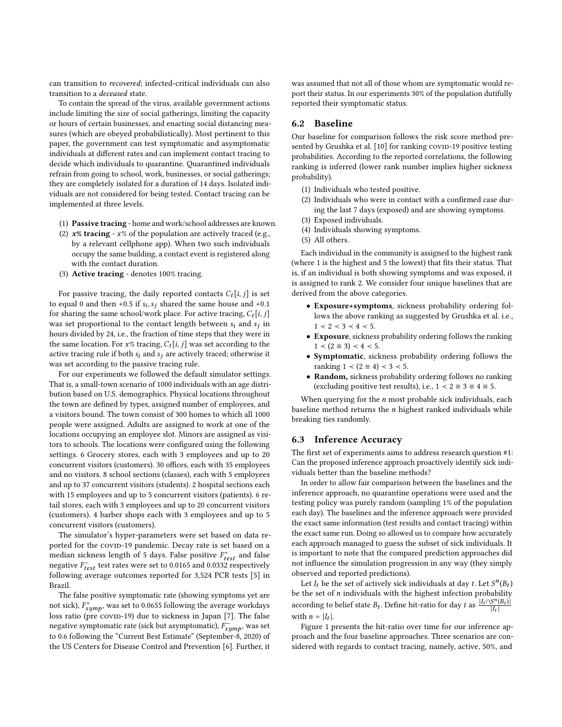can transition to *recovered*; infected-critical individuals can also transition to a *deceased* state.

To contain the spread of the virus, available government actions include limiting the size of social gatherings, limiting the capacity or hours of certain businesses, and enacting social distancing measures (which are obeyed probabilistically). Most pertinent to this paper, the government can test symptomatic and asymptomatic individuals at different rates and can implement contact tracing to decide which individuals to quarantine. Quarantined individuals refrain from going to school, work, businesses, or social gatherings; they are completely isolated for a duration of 14 days. Isolated individuals are not considered for being tested. Contact tracing can be implemented at three levels.

1. **Passive tracing** - home and work/school addresses are known.
2. ***x*% tracing** - $x$% of the population are actively traced (e.g., by a relevant cellphone app). When two such individuals occupy the same building, a contact event is registered along with the contact duration.
3. **Active tracing** - denotes 100% tracing.

For passive tracing, the daily reported contacts $C_t[i, j]$ is set to equal 0 and then +0.5 if $s_i, s_j$ shared the same house and +0.1 for sharing the same school/work place. For active tracing, $C_t[i, j]$ was set proportional to the contact length between $s_i$ and $s_j$ in hours divided by 24, i.e., the fraction of time steps that they were in the same location. For $x$% tracing, $C_t[i, j]$ was set according to the active tracing rule if both $s_i$ and $s_j$ are actively traced; otherwise it was set according to the passive tracing rule.

For our experiments we followed the default simulator settings. That is, a small-town scenario of 1000 individuals with an age distribution based on U.S. demographics. Physical locations throughout the town are defined by types, assigned number of employees, and a visitors bound. The town consist of 300 homes to which all 1000 people were assigned. Adults are assigned to work at one of the locations occupying an employee slot. Minors are assigned as visitors to schools. The locations were configured using the following settings. 6 Grocery stores, each with 3 employees and up to 20 concurrent visitors (customers). 30 offices, each with 35 employees and no visitors. 8 school sections (classes), each with 5 employees and up to 37 concurrent visitors (students). 2 hospital sections each with 15 employees and up to 5 concurrent visitors (patients). 6 retail stores, each with 3 employees and up to 20 concurrent visitors (customers). 4 barber shops each with 3 employees and up to 5 concurrent visitors (customers).

The simulator's hyper-parameters were set based on data reported for the COVID-19 pandemic. Decay rate is set based on a median sickness length of 5 days. False positive $F^{+}_{test}$ and false negative $F^{-}_{test}$ test rates were set to 0.0165 and 0.0332 respectively following average outcomes reported for 3,524 PCR tests [5] in Brazil.

The false positive symptomatic rate (showing symptoms yet are not sick), $F^{+}_{symp}$, was set to 0.0655 following the average workdays loss ratio (pre COVID-19) due to sickness in Japan [7]. The false negative symptomatic rate (sick but asymptomatic), $F^{-}_{symp}$, was set to 0.6 following the "Current Best Estimate" (September-8, 2020) of the US Centers for Disease Control and Prevention [6]. Further, it was assumed that not all of those whom are symptomatic would report their status. In our experiments 30% of the population dutifully reported their symptomatic status.

## 6.2 Baseline

Our baseline for comparison follows the risk score method presented by Grushka et al. [10] for ranking COVID-19 positive testing probabilities. According to the reported correlations, the following ranking is inferred (lower rank number implies higher sickness probability).

1. Individuals who tested positive.
2. Individuals who were in contact with a confirmed case during the last 7 days (exposed) and are showing symptoms.
3. Exposed individuals.
4. Individuals showing symptoms.
5. All others.

Each individual in the community is assigned to the highest rank (where 1 is the highest and 5 the lowest) that fits their status. That is, if an individual is both showing symptoms and was exposed, it is assigned to rank 2. We consider four unique baselines that are derived from the above categories.

- **Exposure+symptoms**, sickness probability ordering follows the above ranking as suggested by Grushka et al. i.e., $1 < 2 < 3 < 4 < 5$.
- **Exposure**, sickness probability ordering follows the ranking $1 < (2 \equiv 3) < 4 < 5$.
- **Symptomatic**, sickness probability ordering follows the ranking $1 < (2 \equiv 4) < 3 < 5$.
- **Random,** sickness probability ordering follows no ranking (excluding positive test results), i.e., $1 < 2 \equiv 3 \equiv 4 \equiv 5$.

When querying for the $n$ most probable sick individuals, each baseline method returns the $n$ highest ranked individuals while breaking ties randomly.

## 6.3 Inference Accuracy

The first set of experiments aims to address research question #1: Can the proposed inference approach proactively identify sick individuals better than the baseline methods?

In order to allow fair comparison between the baselines and the inference approach, no quarantine operations were used and the testing policy was purely random (sampling 1% of the population each day). The baselines and the inference approach were provided the exact same information (test results and contact tracing) within the exact same run. Doing so allowed us to compare how accurately each approach managed to guess the subset of sick individuals. It is important to note that the compared prediction approaches did not influence the simulation progression in any way (they simply observed and reported predictions).

Let $I_t$ be the set of actively sick individuals at day $t$. Let $S^n(B_t)$ be the set of $n$ individuals with the highest infection probability according to belief state $B_t$. Define hit-ratio for day $t$ as $\frac{|I_t \cap S^n(B_t)|}{|I_t|}$ with $n = |I_t|$.

Figure 1 presents the hit-ratio over time for our inference approach and the four baseline approaches. Three scenarios are considered with regards to contact tracing, namely, active, 50%, and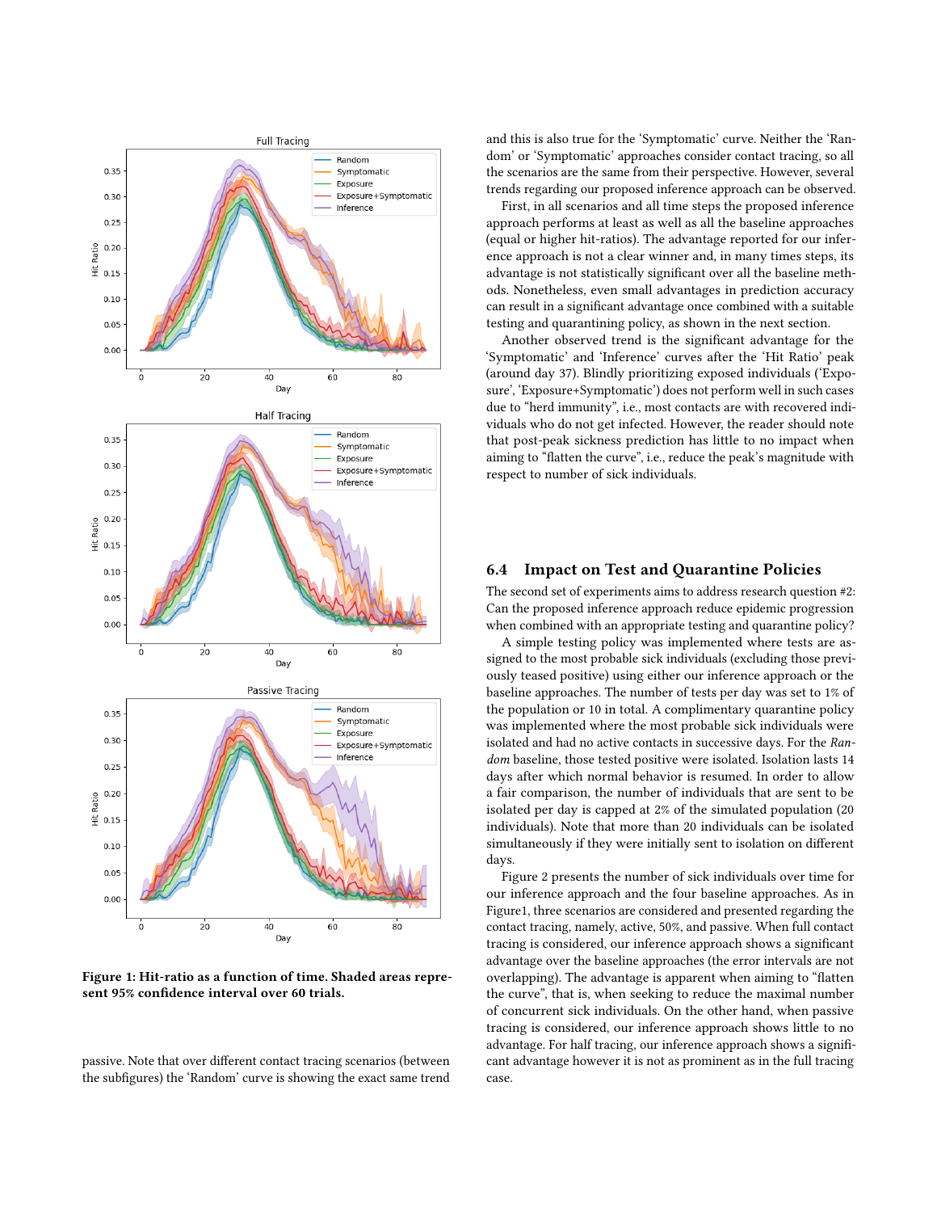Figure 1: Hit-ratio as a function of time. Shaded areas represent 95% confidence interval over 60 trials.

passive. Note that over different contact tracing scenarios (between the subfigures) the 'Random' curve is showing the exact same trend and this is also true for the 'Symptomatic' curve. Neither the 'Random' or 'Symptomatic' approaches consider contact tracing, so all the scenarios are the same from their perspective. However, several trends regarding our proposed inference approach can be observed.

First, in all scenarios and all time steps the proposed inference approach performs at least as well as all the baseline approaches (equal or higher hit-ratios). The advantage reported for our inference approach is not a clear winner and, in many times steps, its advantage is not statistically significant over all the baseline methods. Nonetheless, even small advantages in prediction accuracy can result in a significant advantage once combined with a suitable testing and quarantining policy, as shown in the next section.

Another observed trend is the significant advantage for the 'Symptomatic' and 'Inference' curves after the 'Hit Ratio' peak (around day 37). Blindly prioritizing exposed individuals ('Exposure', 'Exposure+Symptomatic') does not perform well in such cases due to "herd immunity", i.e., most contacts are with recovered individuals who do not get infected. However, the reader should note that post-peak sickness prediction has little to no impact when aiming to "flatten the curve", i.e., reduce the peak's magnitude with respect to number of sick individuals.

## 6.4 Impact on Test and Quarantine Policies

The second set of experiments aims to address research question #2: Can the proposed inference approach reduce epidemic progression when combined with an appropriate testing and quarantine policy?

A simple testing policy was implemented where tests are assigned to the most probable sick individuals (excluding those previously teased positive) using either our inference approach or the baseline approaches. The number of tests per day was set to 1% of the population or 10 in total. A complimentary quarantine policy was implemented where the most probable sick individuals were isolated and had no active contacts in successive days. For the *Random* baseline, those tested positive were isolated. Isolation lasts 14 days after which normal behavior is resumed. In order to allow a fair comparison, the number of individuals that are sent to be isolated per day is capped at 2% of the simulated population (20 individuals). Note that more than 20 individuals can be isolated simultaneously if they were initially sent to isolation on different days.

Figure 2 presents the number of sick individuals over time for our inference approach and the four baseline approaches. As in Figure1, three scenarios are considered and presented regarding the contact tracing, namely, active, 50%, and passive. When full contact tracing is considered, our inference approach shows a significant advantage over the baseline approaches (the error intervals are not overlapping). The advantage is apparent when aiming to "flatten the curve", that is, when seeking to reduce the maximal number of concurrent sick individuals. On the other hand, when passive tracing is considered, our inference approach shows little to no advantage. For half tracing, our inference approach shows a significant advantage however it is not as prominent as in the full tracing case.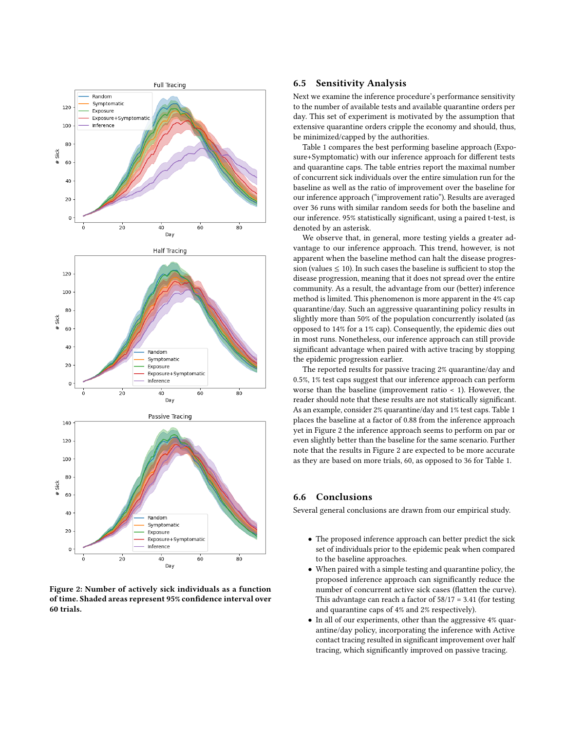Figure 2: Number of actively sick individuals as a function of time. Shaded areas represent 95% confidence interval over 60 trials.

### 6.5 Sensitivity Analysis

Next we examine the inference procedure's performance sensitivity to the number of available tests and available quarantine orders per day. This set of experiment is motivated by the assumption that extensive quarantine orders cripple the economy and should, thus, be minimized/capped by the authorities.

Table 1 compares the best performing baseline approach (Exposure+Symptomatic) with our inference approach for different tests and quarantine caps. The table entries report the maximal number of concurrent sick individuals over the entire simulation run for the baseline as well as the ratio of improvement over the baseline for our inference approach ("improvement ratio"). Results are averaged over 36 runs with similar random seeds for both the baseline and our inference. 95% statistically significant, using a paired t-test, is denoted by an asterisk.

We observe that, in general, more testing yields a greater advantage to our inference approach. This trend, however, is not apparent when the baseline method can halt the disease progression (values $\leq$ 10). In such cases the baseline is sufficient to stop the disease progression, meaning that it does not spread over the entire community. As a result, the advantage from our (better) inference method is limited. This phenomenon is more apparent in the 4% cap quarantine/day. Such an aggressive quarantining policy results in slightly more than 50% of the population concurrently isolated (as opposed to 14% for a 1% cap). Consequently, the epidemic dies out in most runs. Nonetheless, our inference approach can still provide significant advantage when paired with active tracing by stopping the epidemic progression earlier.

The reported results for passive tracing 2% quarantine/day and 0.5%, 1% test caps suggest that our inference approach can perform worse than the baseline (improvement ratio < 1). However, the reader should note that these results are not statistically significant. As an example, consider 2% quarantine/day and 1% test caps. Table 1 places the baseline at a factor of 0.88 from the inference approach yet in Figure 2 the inference approach seems to perform on par or even slightly better than the baseline for the same scenario. Further note that the results in Figure 2 are expected to be more accurate as they are based on more trials, 60, as opposed to 36 for Table 1.

### 6.6 Conclusions

Several general conclusions are drawn from our empirical study.

- The proposed inference approach can better predict the sick set of individuals prior to the epidemic peak when compared to the baseline approaches.
- When paired with a simple testing and quarantine policy, the proposed inference approach can significantly reduce the number of concurrent active sick cases (flatten the curve). This advantage can reach a factor of 58/17 = 3.41 (for testing and quarantine caps of 4% and 2% respectively).
- In all of our experiments, other than the aggressive 4% quarantine/day policy, incorporating the inference with Active contact tracing resulted in significant improvement over half tracing, which significantly improved on passive tracing.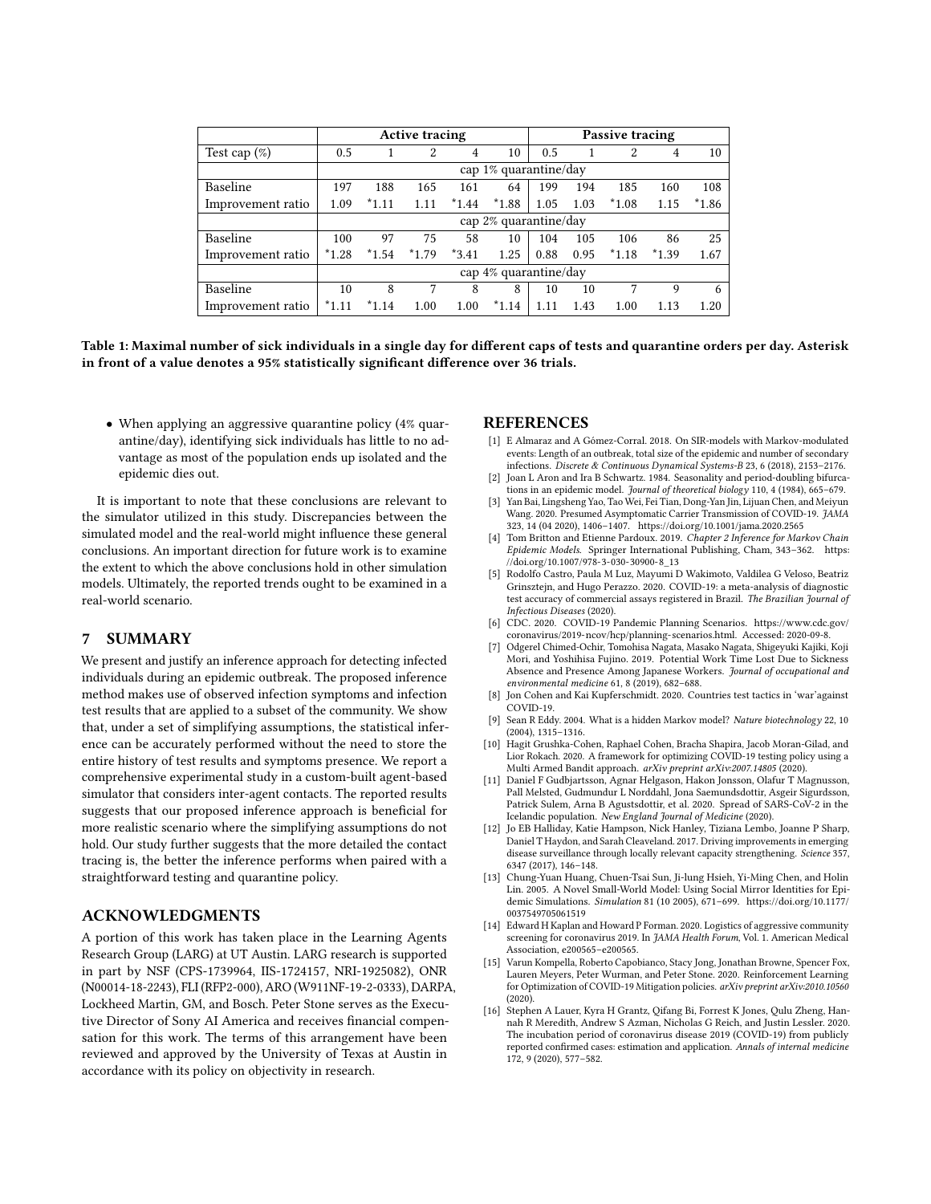| | Active tracing | | | | | Passive tracing | | | | |
|---|---|---|---|---|---|---|---|---|---|---|
| Test cap (%) | 0.5 | 1 | 2 | 4 | 10 | 0.5 | 1 | 2 | 4 | 10 |
| | cap 1% quarantine/day | | | | | | | | | |
| Baseline | 197 | 188 | 165 | 161 | 64 | 199 | 194 | 185 | 160 | 108 |
| Improvement ratio | 1.09 | *1.11 | 1.11 | *1.44 | *1.88 | 1.05 | 1.03 | *1.08 | 1.15 | *1.86 |
| | cap 2% quarantine/day | | | | | | | | | |
| Baseline | 100 | 97 | 75 | 58 | 10 | 104 | 105 | 106 | 86 | 25 |
| Improvement ratio | *1.28 | *1.54 | *1.79 | *3.41 | 1.25 | 0.88 | 0.95 | *1.18 | *1.39 | 1.67 |
| | cap 4% quarantine/day | | | | | | | | | |
| Baseline | 10 | 8 | 7 | 8 | 8 | 10 | 10 | 7 | 9 | 6 |
| Improvement ratio | *1.11 | *1.14 | 1.00 | 1.00 | *1.14 | 1.11 | 1.43 | 1.00 | 1.13 | 1.20 |

**Table 1: Maximal number of sick individuals in a single day for different caps of tests and quarantine orders per day. Asterisk in front of a value denotes a 95% statistically significant difference over 36 trials.**

- When applying an aggressive quarantine policy (4% quarantine/day), identifying sick individuals has little to no advantage as most of the population ends up isolated and the epidemic dies out.

It is important to note that these conclusions are relevant to the simulator utilized in this study. Discrepancies between the simulated model and the real-world might influence these general conclusions. An important direction for future work is to examine the extent to which the above conclusions hold in other simulation models. Ultimately, the reported trends ought to be examined in a real-world scenario.

## 7 SUMMARY

We present and justify an inference approach for detecting infected individuals during an epidemic outbreak. The proposed inference method makes use of observed infection symptoms and infection test results that are applied to a subset of the community. We show that, under a set of simplifying assumptions, the statistical inference can be accurately performed without the need to store the entire history of test results and symptoms presence. We report a comprehensive experimental study in a custom-built agent-based simulator that considers inter-agent contacts. The reported results suggests that our proposed inference approach is beneficial for more realistic scenario where the simplifying assumptions do not hold. Our study further suggests that the more detailed the contact tracing is, the better the inference performs when paired with a straightforward testing and quarantine policy.

## ACKNOWLEDGMENTS

A portion of this work has taken place in the Learning Agents Research Group (LARG) at UT Austin. LARG research is supported in part by NSF (CPS-1739964, IIS-1724157, NRI-1925082), ONR (N00014-18-2243), FLI (RFP2-000), ARO (W911NF-19-2-0333), DARPA, Lockheed Martin, GM, and Bosch. Peter Stone serves as the Executive Director of Sony AI America and receives financial compensation for this work. The terms of this arrangement have been reviewed and approved by the University of Texas at Austin in accordance with its policy on objectivity in research.

## REFERENCES

[1] E Almaraz and A Gómez-Corral. 2018. On SIR-models with Markov-modulated events: Length of an outbreak, total size of the epidemic and number of secondary infections. *Discrete & Continuous Dynamical Systems-B* 23, 6 (2018), 2153–2176.

[2] Joan L Aron and Ira B Schwartz. 1984. Seasonality and period-doubling bifurcations in an epidemic model. *Journal of theoretical biology* 110, 4 (1984), 665–679.

[3] Yan Bai, Lingsheng Yao, Tao Wei, Fei Tian, Dong-Yan Jin, Lijuan Chen, and Meiyun Wang. 2020. Presumed Asymptomatic Carrier Transmission of COVID-19. *JAMA* 323, 14 (04 2020), 1406–1407. https://doi.org/10.1001/jama.2020.2565

[4] Tom Britton and Etienne Pardoux. 2019. *Chapter 2 Inference for Markov Chain Epidemic Models*. Springer International Publishing, Cham, 343–362. https://doi.org/10.1007/978-3-030-30900-8_13

[5] Rodolfo Castro, Paula M Luz, Mayumi D Wakimoto, Valdilea G Veloso, Beatriz Grinsztejn, and Hugo Perazzo. 2020. COVID-19: a meta-analysis of diagnostic test accuracy of commercial assays registered in Brazil. *The Brazilian Journal of Infectious Diseases* (2020).

[6] CDC. 2020. COVID-19 Pandemic Planning Scenarios. https://www.cdc.gov/coronavirus/2019-ncov/hcp/planning-scenarios.html. Accessed: 2020-09-8.

[7] Odgerel Chimed-Ochir, Tomohisa Nagata, Masako Nagata, Shigeyuki Kajiki, Koji Mori, and Yoshihisa Fujino. 2019. Potential Work Time Lost Due to Sickness Absence and Presence Among Japanese Workers. *Journal of occupational and environmental medicine* 61, 8 (2019), 682–688.

[8] Jon Cohen and Kai Kupferschmidt. 2020. Countries test tactics in 'war'against COVID-19.

[9] Sean R Eddy. 2004. What is a hidden Markov model? *Nature biotechnology* 22, 10 (2004), 1315–1316.

[10] Hagit Grushka-Cohen, Raphael Cohen, Bracha Shapira, Jacob Moran-Gilad, and Lior Rokach. 2020. A framework for optimizing COVID-19 testing policy using a Multi Armed Bandit approach. *arXiv preprint arXiv:2007.14805* (2020).

[11] Daniel F Gudbjartsson, Agnar Helgason, Hakon Jonsson, Olafur T Magnusson, Pall Melsted, Gudmundur L Norddahl, Jona Saemundsdottir, Asgeir Sigurdsson, Patrick Sulem, Arna B Agustsdottir, et al. 2020. Spread of SARS-CoV-2 in the Icelandic population. *New England Journal of Medicine* (2020).

[12] Jo EB Halliday, Katie Hampson, Nick Hanley, Tiziana Lembo, Joanne P Sharp, Daniel T Haydon, and Sarah Cleaveland. 2017. Driving improvements in emerging disease surveillance through locally relevant capacity strengthening. *Science* 357, 6347 (2017), 146–148.

[13] Chung-Yuan Huang, Chuen-Tsai Sun, Ji-lung Hsieh, Yi-Ming Chen, and Holin Lin. 2005. A Novel Small-World Model: Using Social Mirror Identities for Epidemic Simulations. *Simulation* 81 (10 2005), 671–699. https://doi.org/10.1177/0037549705061519

[14] Edward H Kaplan and Howard P Forman. 2020. Logistics of aggressive community screening for coronavirus 2019. In *JAMA Health Forum*, Vol. 1. American Medical Association, e200565–e200565.

[15] Varun Kompella, Roberto Capobianco, Stacy Jong, Jonathan Browne, Spencer Fox, Lauren Meyers, Peter Wurman, and Peter Stone. 2020. Reinforcement Learning for Optimization of COVID-19 Mitigation policies. *arXiv preprint arXiv:2010.10560* (2020).

[16] Stephen A Lauer, Kyra H Grantz, Qifang Bi, Forrest K Jones, Qulu Zheng, Hannah R Meredith, Andrew S Azman, Nicholas G Reich, and Justin Lessler. 2020. The incubation period of coronavirus disease 2019 (COVID-19) from publicly reported confirmed cases: estimation and application. *Annals of internal medicine* 172, 9 (2020), 577–582.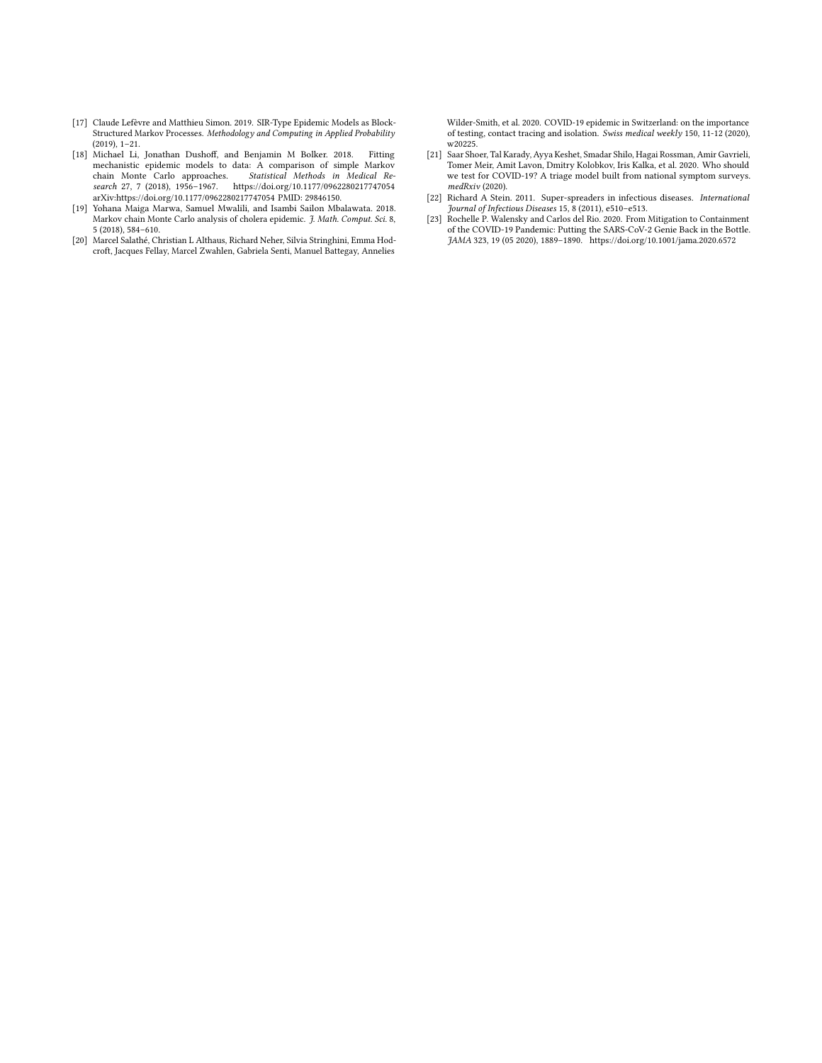[17] Claude Lefèvre and Matthieu Simon. 2019. SIR-Type Epidemic Models as Block-Structured Markov Processes. *Methodology and Computing in Applied Probability* (2019), 1–21.

[18] Michael Li, Jonathan Dushoff, and Benjamin M Bolker. 2018. Fitting mechanistic epidemic models to data: A comparison of simple Markov chain Monte Carlo approaches. *Statistical Methods in Medical Research* 27, 7 (2018), 1956–1967. https://doi.org/10.1177/0962280217747054 arXiv:https://doi.org/10.1177/0962280217747054 PMID: 29846150.

[19] Yohana Maiga Marwa, Samuel Mwalili, and Isambi Sailon Mbalawata. 2018. Markov chain Monte Carlo analysis of cholera epidemic. *J. Math. Comput. Sci.* 8, 5 (2018), 584–610.

[20] Marcel Salathé, Christian L Althaus, Richard Neher, Silvia Stringhini, Emma Hodcroft, Jacques Fellay, Marcel Zwahlen, Gabriela Senti, Manuel Battegay, Annelies Wilder-Smith, et al. 2020. COVID-19 epidemic in Switzerland: on the importance of testing, contact tracing and isolation. *Swiss medical weekly* 150, 11-12 (2020), w20225.

[21] Saar Shoer, Tal Karady, Ayya Keshet, Smadar Shilo, Hagai Rossman, Amir Gavrieli, Tomer Meir, Amit Lavon, Dmitry Kolobkov, Iris Kalka, et al. 2020. Who should we test for COVID-19? A triage model built from national symptom surveys. *medRxiv* (2020).

[22] Richard A Stein. 2011. Super-spreaders in infectious diseases. *International Journal of Infectious Diseases* 15, 8 (2011), e510–e513.

[23] Rochelle P. Walensky and Carlos del Rio. 2020. From Mitigation to Containment of the COVID-19 Pandemic: Putting the SARS-CoV-2 Genie Back in the Bottle. *JAMA* 323, 19 (05 2020), 1889–1890. https://doi.org/10.1001/jama.2020.6572